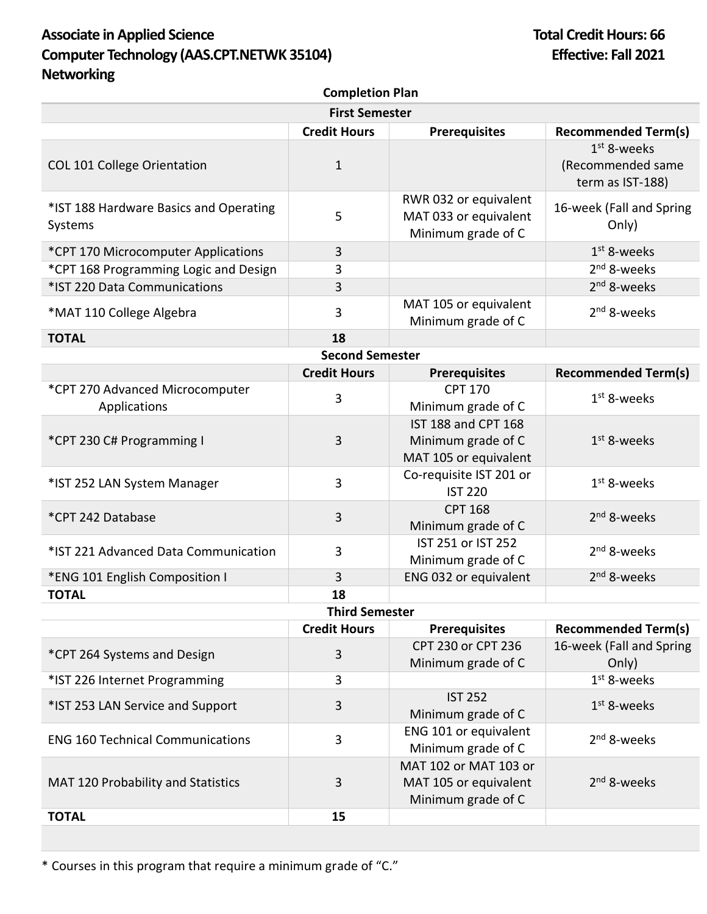**Associate in Applied Science**
**Computer Technology (AAS.CPT.NETWK 35104)**
**Networking**

**Total Credit Hours: 66**
**Effective: Fall 2021**

**Completion Plan**

**First Semester**

| | Credit Hours | Prerequisites | Recommended Term(s) |
|---|---|---|---|
| COL 101 College Orientation | 1 | | 1st 8-weeks (Recommended same term as IST-188) |
| *IST 188 Hardware Basics and Operating Systems | 5 | RWR 032 or equivalent MAT 033 or equivalent Minimum grade of C | 16-week (Fall and Spring Only) |
| *CPT 170 Microcomputer Applications | 3 | | 1st 8-weeks |
| *CPT 168 Programming Logic and Design | 3 | | 2nd 8-weeks |
| *IST 220 Data Communications | 3 | | 2nd 8-weeks |
| *MAT 110 College Algebra | 3 | MAT 105 or equivalent Minimum grade of C | 2nd 8-weeks |
| **TOTAL** | **18** | | |

**Second Semester**

| | Credit Hours | Prerequisites | Recommended Term(s) |
|---|---|---|---|
| *CPT 270 Advanced Microcomputer Applications | 3 | CPT 170 Minimum grade of C | 1st 8-weeks |
| *CPT 230 C# Programming I | 3 | IST 188 and CPT 168 Minimum grade of C MAT 105 or equivalent | 1st 8-weeks |
| *IST 252 LAN System Manager | 3 | Co-requisite IST 201 or IST 220 | 1st 8-weeks |
| *CPT 242 Database | 3 | CPT 168 Minimum grade of C | 2nd 8-weeks |
| *IST 221 Advanced Data Communication | 3 | IST 251 or IST 252 Minimum grade of C | 2nd 8-weeks |
| *ENG 101 English Composition I | 3 | ENG 032 or equivalent | 2nd 8-weeks |
| **TOTAL** | **18** | | |

**Third Semester**

| | Credit Hours | Prerequisites | Recommended Term(s) |
|---|---|---|---|
| *CPT 264 Systems and Design | 3 | CPT 230 or CPT 236 Minimum grade of C | 16-week (Fall and Spring Only) |
| *IST 226 Internet Programming | 3 | | 1st 8-weeks |
| *IST 253 LAN Service and Support | 3 | IST 252 Minimum grade of C | 1st 8-weeks |
| ENG 160 Technical Communications | 3 | ENG 101 or equivalent Minimum grade of C | 2nd 8-weeks |
| MAT 120 Probability and Statistics | 3 | MAT 102 or MAT 103 or MAT 105 or equivalent Minimum grade of C | 2nd 8-weeks |
| **TOTAL** | **15** | | |

* Courses in this program that require a minimum grade of "C."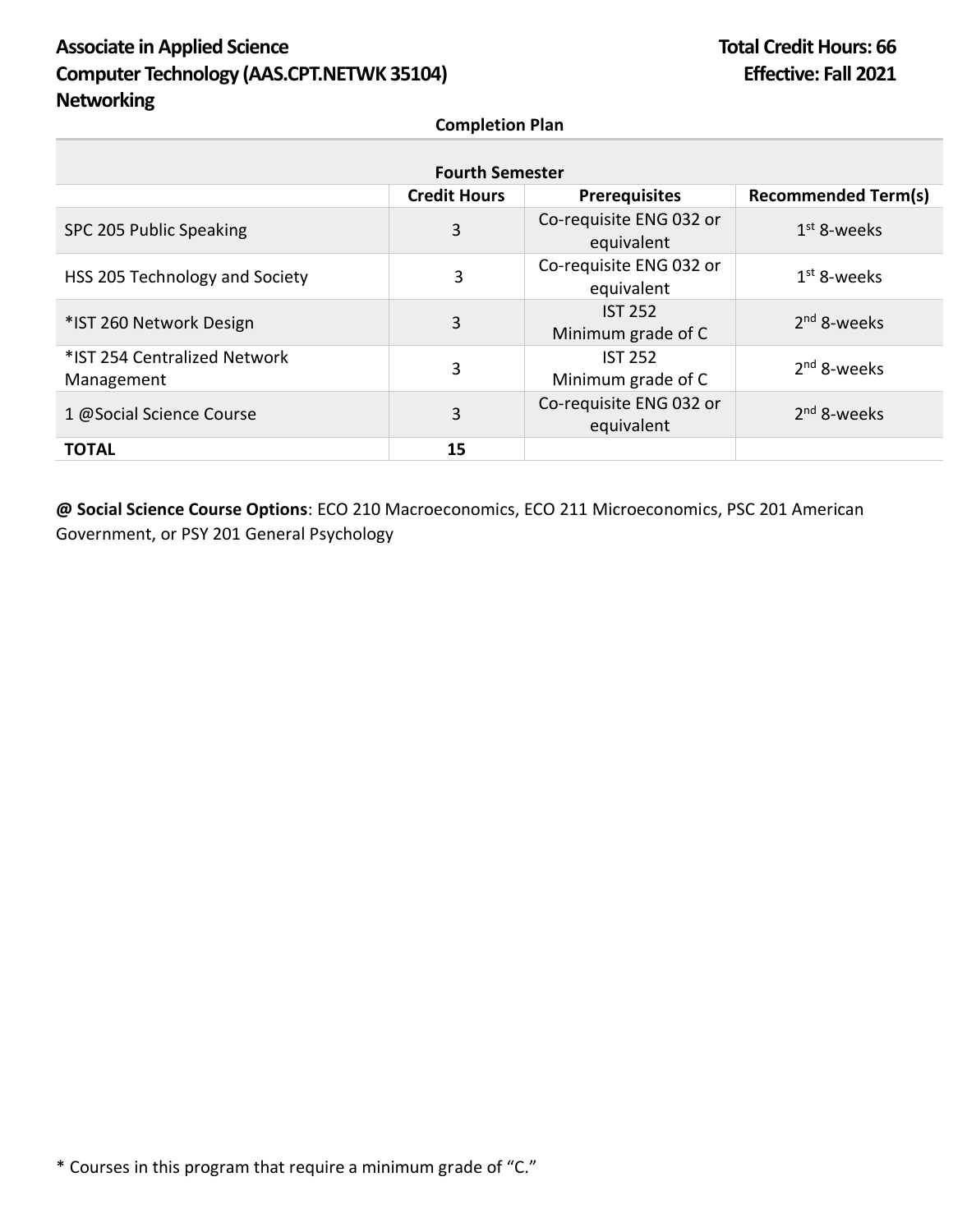**Associate in Applied Science**
**Computer Technology (AAS.CPT.NETWK 35104)**
**Networking**

**Total Credit Hours: 66**
**Effective: Fall 2021**

**Completion Plan**

| Fourth Semester | | | |
|---|---|---|---|
| | **Credit Hours** | **Prerequisites** | **Recommended Term(s)** |
| SPC 205 Public Speaking | 3 | Co-requisite ENG 032 or equivalent | 1st 8-weeks |
| HSS 205 Technology and Society | 3 | Co-requisite ENG 032 or equivalent | 1st 8-weeks |
| *IST 260 Network Design | 3 | IST 252 Minimum grade of C | 2nd 8-weeks |
| *IST 254 Centralized Network Management | 3 | IST 252 Minimum grade of C | 2nd 8-weeks |
| 1 @Social Science Course | 3 | Co-requisite ENG 032 or equivalent | 2nd 8-weeks |
| **TOTAL** | **15** | | |

**@ Social Science Course Options**: ECO 210 Macroeconomics, ECO 211 Microeconomics, PSC 201 American Government, or PSY 201 General Psychology

* Courses in this program that require a minimum grade of "C."